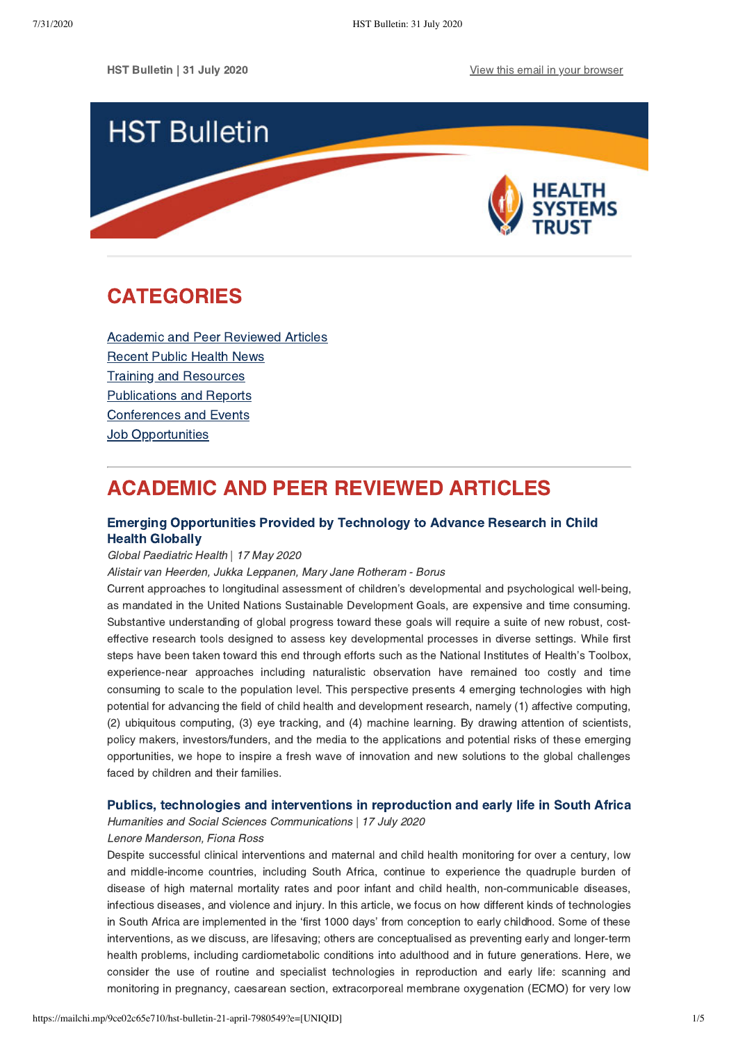HST Bulletin | 31 July 2020

View this email in your browser

# HST Bulletin

HEALTH SYSTEMS TRUST

## CATEGORIES

Academic and Peer Reviewed Articles
Recent Public Health News
Training and Resources
Publications and Reports
Conferences and Events
Job Opportunities

## ACADEMIC AND PEER REVIEWED ARTICLES

### Emerging Opportunities Provided by Technology to Advance Research in Child Health Globally

*Global Paediatric Health* | *17 May 2020*

*Alistair van Heerden, Jukka Leppanen, Mary Jane Rotheram - Borus*

Current approaches to longitudinal assessment of children's developmental and psychological well-being, as mandated in the United Nations Sustainable Development Goals, are expensive and time consuming. Substantive understanding of global progress toward these goals will require a suite of new robust, cost-effective research tools designed to assess key developmental processes in diverse settings. While first steps have been taken toward this end through efforts such as the National Institutes of Health's Toolbox, experience-near approaches including naturalistic observation have remained too costly and time consuming to scale to the population level. This perspective presents 4 emerging technologies with high potential for advancing the field of child health and development research, namely (1) affective computing, (2) ubiquitous computing, (3) eye tracking, and (4) machine learning. By drawing attention of scientists, policy makers, investors/funders, and the media to the applications and potential risks of these emerging opportunities, we hope to inspire a fresh wave of innovation and new solutions to the global challenges faced by children and their families.

### Publics, technologies and interventions in reproduction and early life in South Africa

*Humanities and Social Sciences Communications* | *17 July 2020*

*Lenore Manderson, Fiona Ross*

Despite successful clinical interventions and maternal and child health monitoring for over a century, low and middle-income countries, including South Africa, continue to experience the quadruple burden of disease of high maternal mortality rates and poor infant and child health, non-communicable diseases, infectious diseases, and violence and injury. In this article, we focus on how different kinds of technologies in South Africa are implemented in the 'first 1000 days' from conception to early childhood. Some of these interventions, as we discuss, are lifesaving; others are conceptualised as preventing early and longer-term health problems, including cardiometabolic conditions into adulthood and in future generations. Here, we consider the use of routine and specialist technologies in reproduction and early life: scanning and monitoring in pregnancy, caesarean section, extracorporeal membrane oxygenation (ECMO) for very low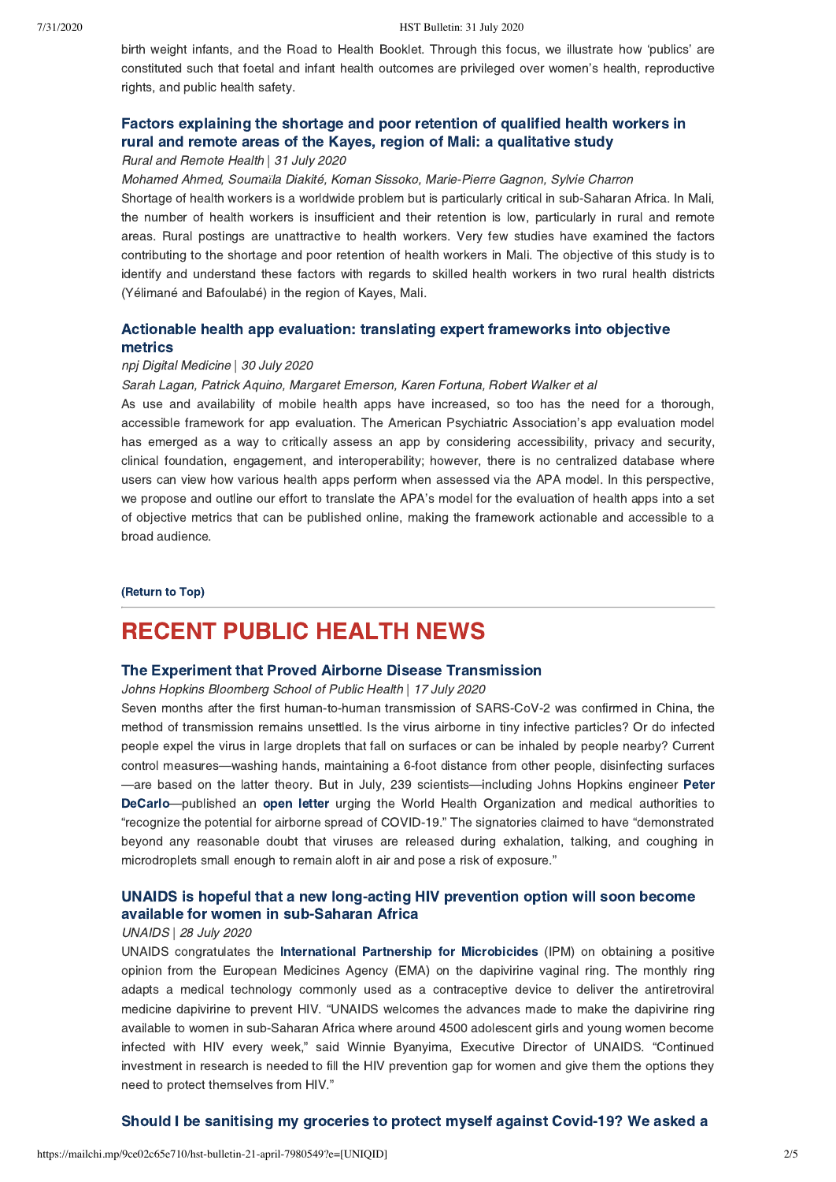birth weight infants, and the Road to Health Booklet. Through this focus, we illustrate how 'publics' are constituted such that foetal and infant health outcomes are privileged over women's health, reproductive rights, and public health safety.

### Factors explaining the shortage and poor retention of qualified health workers in rural and remote areas of the Kayes, region of Mali: a qualitative study

*Rural and Remote Health | 31 July 2020*

*Mohamed Ahmed, Soumaïla Diakité, Koman Sissoko, Marie-Pierre Gagnon, Sylvie Charron*

Shortage of health workers is a worldwide problem but is particularly critical in sub-Saharan Africa. In Mali, the number of health workers is insufficient and their retention is low, particularly in rural and remote areas. Rural postings are unattractive to health workers. Very few studies have examined the factors contributing to the shortage and poor retention of health workers in Mali. The objective of this study is to identify and understand these factors with regards to skilled health workers in two rural health districts (Yélimané and Bafoulabé) in the region of Kayes, Mali.

### Actionable health app evaluation: translating expert frameworks into objective metrics

*npj Digital Medicine | 30 July 2020*

*Sarah Lagan, Patrick Aquino, Margaret Emerson, Karen Fortuna, Robert Walker et al*

As use and availability of mobile health apps have increased, so too has the need for a thorough, accessible framework for app evaluation. The American Psychiatric Association's app evaluation model has emerged as a way to critically assess an app by considering accessibility, privacy and security, clinical foundation, engagement, and interoperability; however, there is no centralized database where users can view how various health apps perform when assessed via the APA model. In this perspective, we propose and outline our effort to translate the APA's model for the evaluation of health apps into a set of objective metrics that can be published online, making the framework actionable and accessible to a broad audience.

**(Return to Top)**

---

## RECENT PUBLIC HEALTH NEWS

### The Experiment that Proved Airborne Disease Transmission

*Johns Hopkins Bloomberg School of Public Health | 17 July 2020*

Seven months after the first human-to-human transmission of SARS-CoV-2 was confirmed in China, the method of transmission remains unsettled. Is the virus airborne in tiny infective particles? Or do infected people expel the virus in large droplets that fall on surfaces or can be inhaled by people nearby? Current control measures—washing hands, maintaining a 6-foot distance from other people, disinfecting surfaces—are based on the latter theory. But in July, 239 scientists—including Johns Hopkins engineer **Peter DeCarlo**—published an **open letter** urging the World Health Organization and medical authorities to "recognize the potential for airborne spread of COVID-19." The signatories claimed to have "demonstrated beyond any reasonable doubt that viruses are released during exhalation, talking, and coughing in microdroplets small enough to remain aloft in air and pose a risk of exposure."

### UNAIDS is hopeful that a new long-acting HIV prevention option will soon become available for women in sub-Saharan Africa

*UNAIDS | 28 July 2020*

UNAIDS congratulates the **International Partnership for Microbicides** (IPM) on obtaining a positive opinion from the European Medicines Agency (EMA) on the dapivirine vaginal ring. The monthly ring adapts a medical technology commonly used as a contraceptive device to deliver the antiretroviral medicine dapivirine to prevent HIV. "UNAIDS welcomes the advances made to make the dapivirine ring available to women in sub-Saharan Africa where around 4500 adolescent girls and young women become infected with HIV every week," said Winnie Byanyima, Executive Director of UNAIDS. "Continued investment in research is needed to fill the HIV prevention gap for women and give them the options they need to protect themselves from HIV."

### Should I be sanitising my groceries to protect myself against Covid-19? We asked a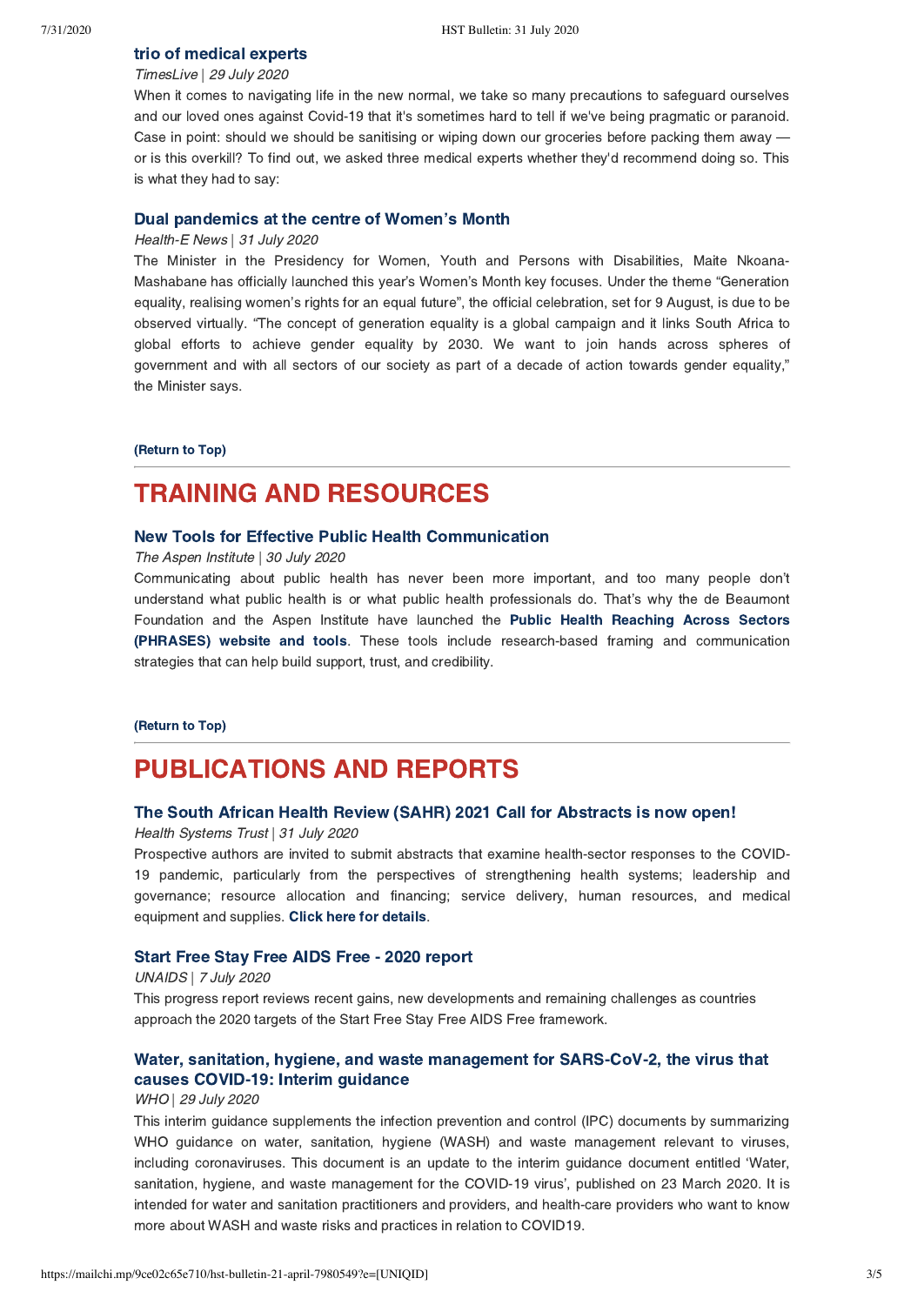### trio of medical experts

*TimesLive | 29 July 2020*

When it comes to navigating life in the new normal, we take so many precautions to safeguard ourselves and our loved ones against Covid-19 that it's sometimes hard to tell if we've being pragmatic or paranoid. Case in point: should we should be sanitising or wiping down our groceries before packing them away — or is this overkill? To find out, we asked three medical experts whether they'd recommend doing so. This is what they had to say:

### Dual pandemics at the centre of Women's Month

*Health-E News | 31 July 2020*

The Minister in the Presidency for Women, Youth and Persons with Disabilities, Maite Nkoana-Mashabane has officially launched this year's Women's Month key focuses. Under the theme "Generation equality, realising women's rights for an equal future", the official celebration, set for 9 August, is due to be observed virtually. "The concept of generation equality is a global campaign and it links South Africa to global efforts to achieve gender equality by 2030. We want to join hands across spheres of government and with all sectors of our society as part of a decade of action towards gender equality," the Minister says.

**(Return to Top)**

---

# TRAINING AND RESOURCES

### New Tools for Effective Public Health Communication

*The Aspen Institute | 30 July 2020*

Communicating about public health has never been more important, and too many people don't understand what public health is or what public health professionals do. That's why the de Beaumont Foundation and the Aspen Institute have launched the **Public Health Reaching Across Sectors (PHRASES) website and tools**. These tools include research-based framing and communication strategies that can help build support, trust, and credibility.

**(Return to Top)**

---

# PUBLICATIONS AND REPORTS

### The South African Health Review (SAHR) 2021 Call for Abstracts is now open!

*Health Systems Trust | 31 July 2020*

Prospective authors are invited to submit abstracts that examine health-sector responses to the COVID-19 pandemic, particularly from the perspectives of strengthening health systems; leadership and governance; resource allocation and financing; service delivery, human resources, and medical equipment and supplies. **Click here for details**.

### Start Free Stay Free AIDS Free - 2020 report

*UNAIDS | 7 July 2020*

This progress report reviews recent gains, new developments and remaining challenges as countries approach the 2020 targets of the Start Free Stay Free AIDS Free framework.

### Water, sanitation, hygiene, and waste management for SARS-CoV-2, the virus that causes COVID-19: Interim guidance

*WHO | 29 July 2020*

This interim guidance supplements the infection prevention and control (IPC) documents by summarizing WHO guidance on water, sanitation, hygiene (WASH) and waste management relevant to viruses, including coronaviruses. This document is an update to the interim guidance document entitled 'Water, sanitation, hygiene, and waste management for the COVID-19 virus', published on 23 March 2020. It is intended for water and sanitation practitioners and providers, and health-care providers who want to know more about WASH and waste risks and practices in relation to COVID19.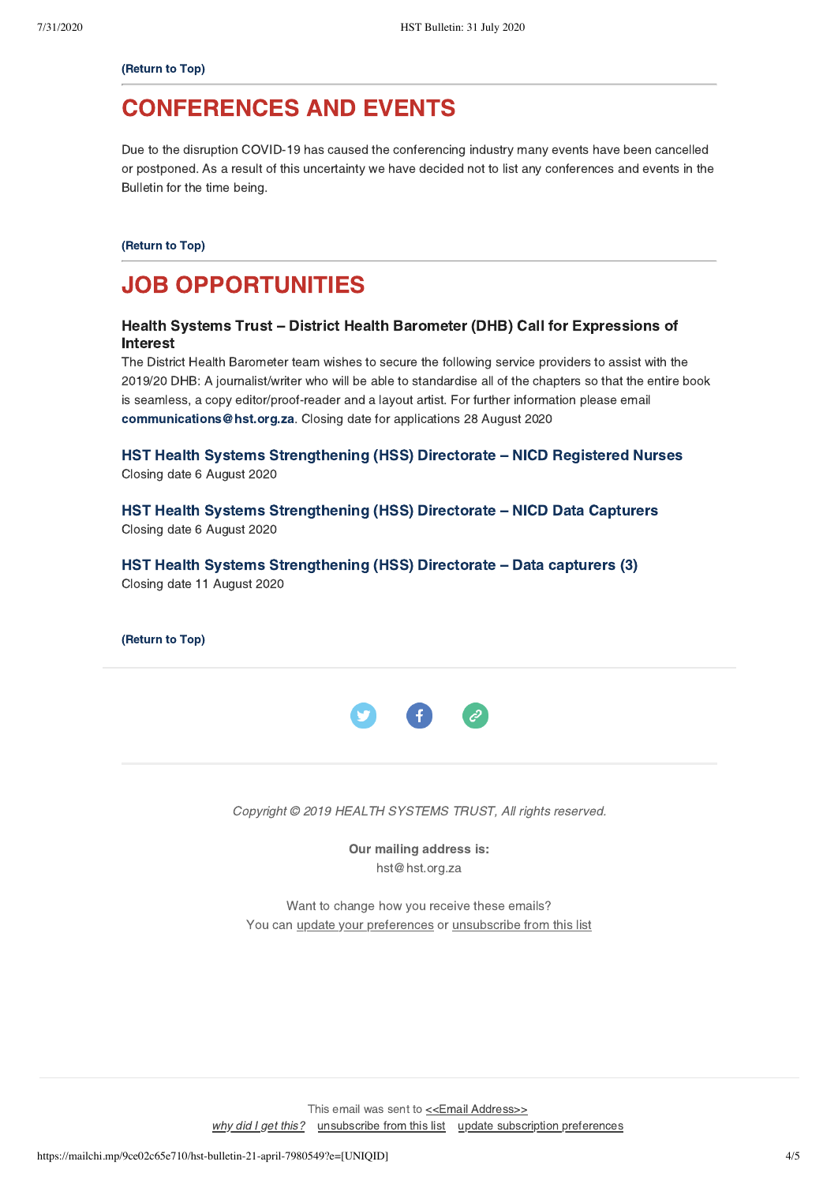**(Return to Top)**

# CONFERENCES AND EVENTS

Due to the disruption COVID-19 has caused the conferencing industry many events have been cancelled or postponed. As a result of this uncertainty we have decided not to list any conferences and events in the Bulletin for the time being.

**(Return to Top)**

# JOB OPPORTUNITIES

### Health Systems Trust – District Health Barometer (DHB) Call for Expressions of Interest

The District Health Barometer team wishes to secure the following service providers to assist with the 2019/20 DHB: A journalist/writer who will be able to standardise all of the chapters so that the entire book is seamless, a copy editor/proof-reader and a layout artist. For further information please email **communications@hst.org.za**. Closing date for applications 28 August 2020

### HST Health Systems Strengthening (HSS) Directorate – NICD Registered Nurses

Closing date 6 August 2020

### HST Health Systems Strengthening (HSS) Directorate – NICD Data Capturers

Closing date 6 August 2020

### HST Health Systems Strengthening (HSS) Directorate – Data capturers (3)

Closing date 11 August 2020

**(Return to Top)**

*Copyright © 2019 HEALTH SYSTEMS TRUST, All rights reserved.*

**Our mailing address is:**
hst@hst.org.za

Want to change how you receive these emails?
You can update your preferences or unsubscribe from this list

This email was sent to <<Email Address>>
*why did I get this?* unsubscribe from this list update subscription preferences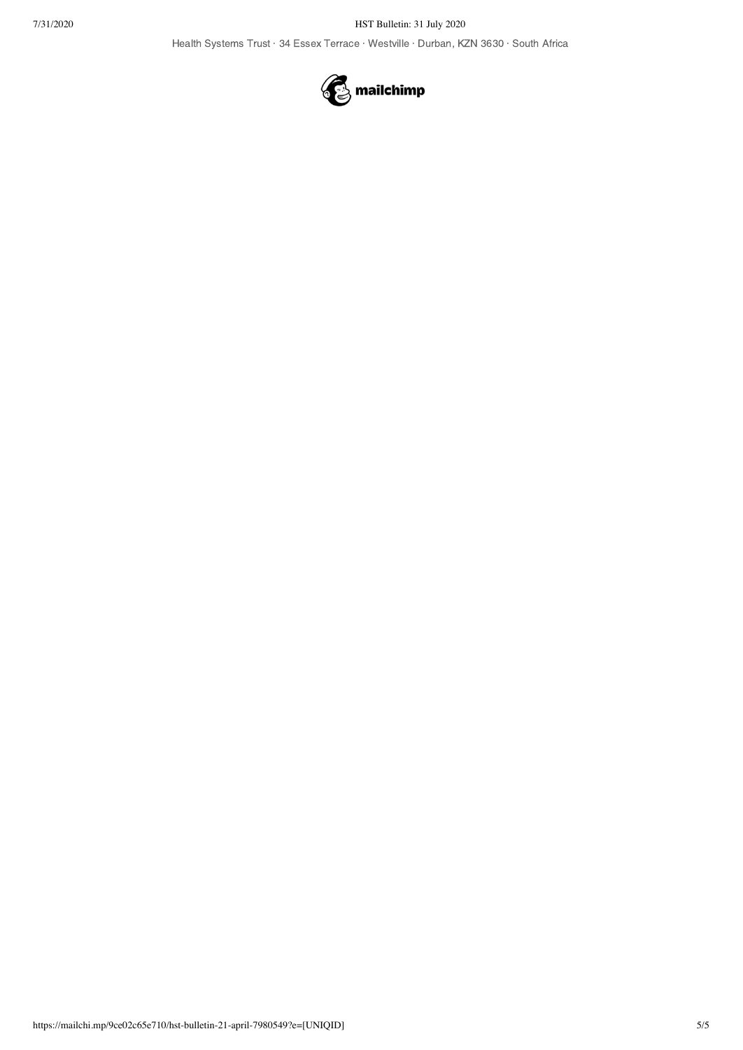Health Systems Trust · 34 Essex Terrace · Westville · Durban, KZN 3630 · South Africa